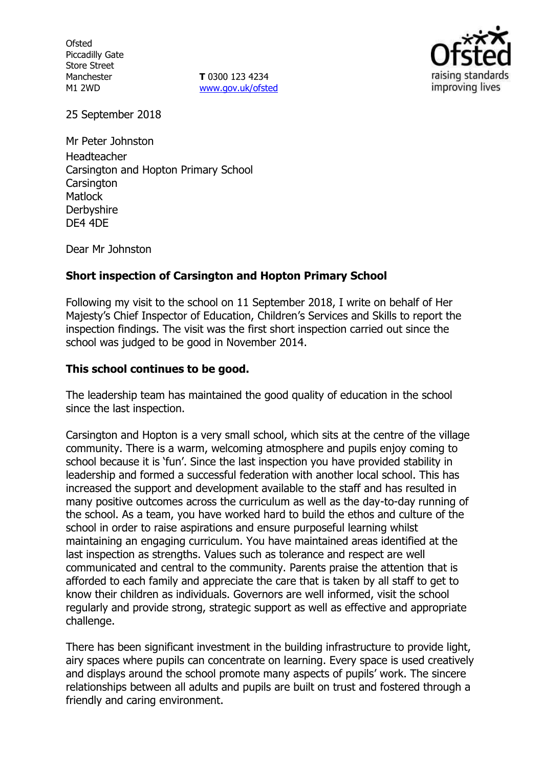Ofsted
Piccadilly Gate
Store Street
Manchester
M1 2WD

**T** 0300 123 4234
www.gov.uk/ofsted

25 September 2018

Mr Peter Johnston
Headteacher
Carsington and Hopton Primary School
Carsington
Matlock
Derbyshire
DE4 4DE

Dear Mr Johnston

**Short inspection of Carsington and Hopton Primary School**

Following my visit to the school on 11 September 2018, I write on behalf of Her Majesty's Chief Inspector of Education, Children's Services and Skills to report the inspection findings. The visit was the first short inspection carried out since the school was judged to be good in November 2014.

**This school continues to be good.**

The leadership team has maintained the good quality of education in the school since the last inspection.

Carsington and Hopton is a very small school, which sits at the centre of the village community. There is a warm, welcoming atmosphere and pupils enjoy coming to school because it is 'fun'. Since the last inspection you have provided stability in leadership and formed a successful federation with another local school. This has increased the support and development available to the staff and has resulted in many positive outcomes across the curriculum as well as the day-to-day running of the school. As a team, you have worked hard to build the ethos and culture of the school in order to raise aspirations and ensure purposeful learning whilst maintaining an engaging curriculum. You have maintained areas identified at the last inspection as strengths. Values such as tolerance and respect are well communicated and central to the community. Parents praise the attention that is afforded to each family and appreciate the care that is taken by all staff to get to know their children as individuals. Governors are well informed, visit the school regularly and provide strong, strategic support as well as effective and appropriate challenge.

There has been significant investment in the building infrastructure to provide light, airy spaces where pupils can concentrate on learning. Every space is used creatively and displays around the school promote many aspects of pupils' work. The sincere relationships between all adults and pupils are built on trust and fostered through a friendly and caring environment.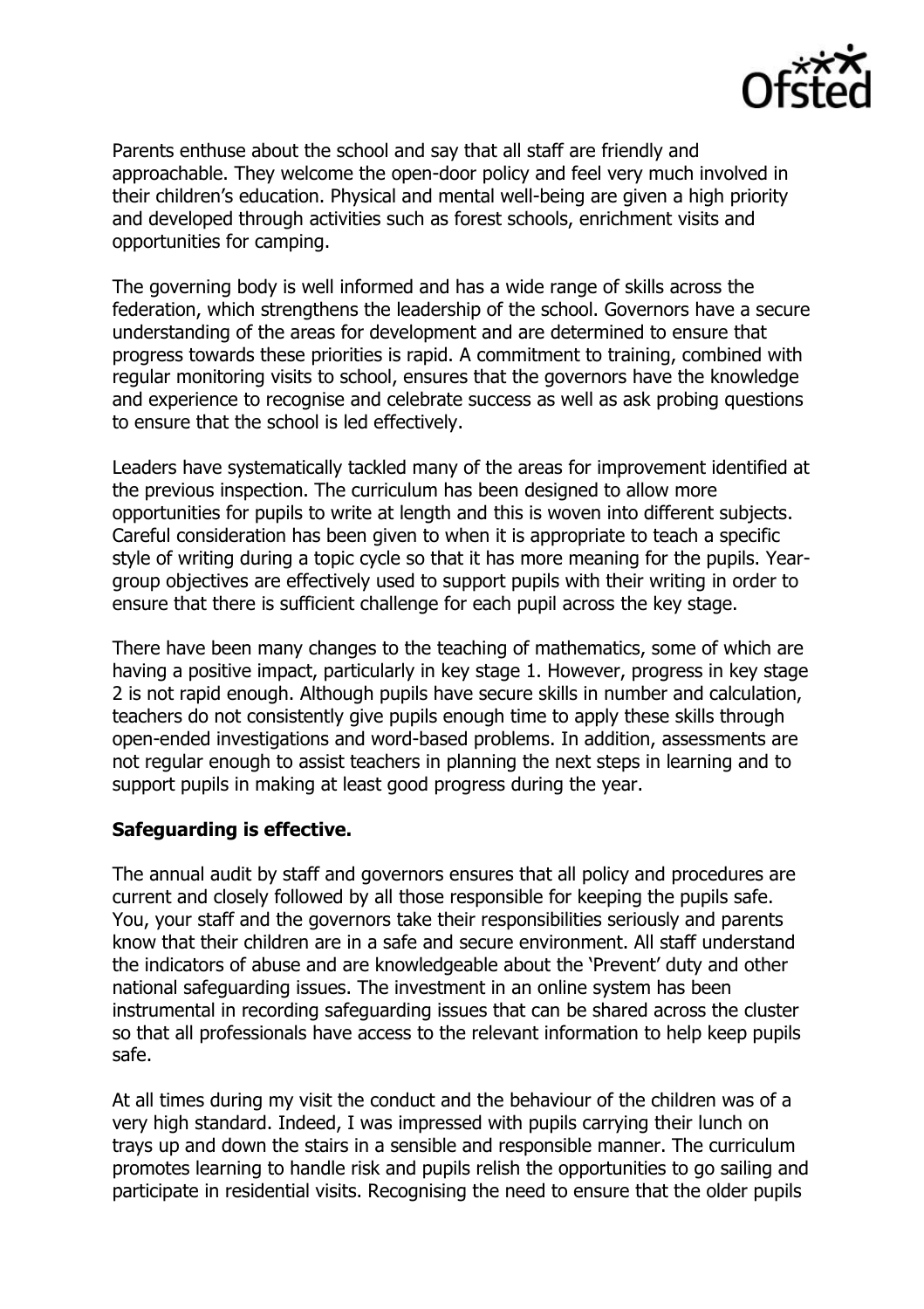Parents enthuse about the school and say that all staff are friendly and approachable. They welcome the open-door policy and feel very much involved in their children's education. Physical and mental well-being are given a high priority and developed through activities such as forest schools, enrichment visits and opportunities for camping.

The governing body is well informed and has a wide range of skills across the federation, which strengthens the leadership of the school. Governors have a secure understanding of the areas for development and are determined to ensure that progress towards these priorities is rapid. A commitment to training, combined with regular monitoring visits to school, ensures that the governors have the knowledge and experience to recognise and celebrate success as well as ask probing questions to ensure that the school is led effectively.

Leaders have systematically tackled many of the areas for improvement identified at the previous inspection. The curriculum has been designed to allow more opportunities for pupils to write at length and this is woven into different subjects. Careful consideration has been given to when it is appropriate to teach a specific style of writing during a topic cycle so that it has more meaning for the pupils. Year-group objectives are effectively used to support pupils with their writing in order to ensure that there is sufficient challenge for each pupil across the key stage.

There have been many changes to the teaching of mathematics, some of which are having a positive impact, particularly in key stage 1. However, progress in key stage 2 is not rapid enough. Although pupils have secure skills in number and calculation, teachers do not consistently give pupils enough time to apply these skills through open-ended investigations and word-based problems. In addition, assessments are not regular enough to assist teachers in planning the next steps in learning and to support pupils in making at least good progress during the year.

**Safeguarding is effective.**

The annual audit by staff and governors ensures that all policy and procedures are current and closely followed by all those responsible for keeping the pupils safe. You, your staff and the governors take their responsibilities seriously and parents know that their children are in a safe and secure environment. All staff understand the indicators of abuse and are knowledgeable about the 'Prevent' duty and other national safeguarding issues. The investment in an online system has been instrumental in recording safeguarding issues that can be shared across the cluster so that all professionals have access to the relevant information to help keep pupils safe.

At all times during my visit the conduct and the behaviour of the children was of a very high standard. Indeed, I was impressed with pupils carrying their lunch on trays up and down the stairs in a sensible and responsible manner. The curriculum promotes learning to handle risk and pupils relish the opportunities to go sailing and participate in residential visits. Recognising the need to ensure that the older pupils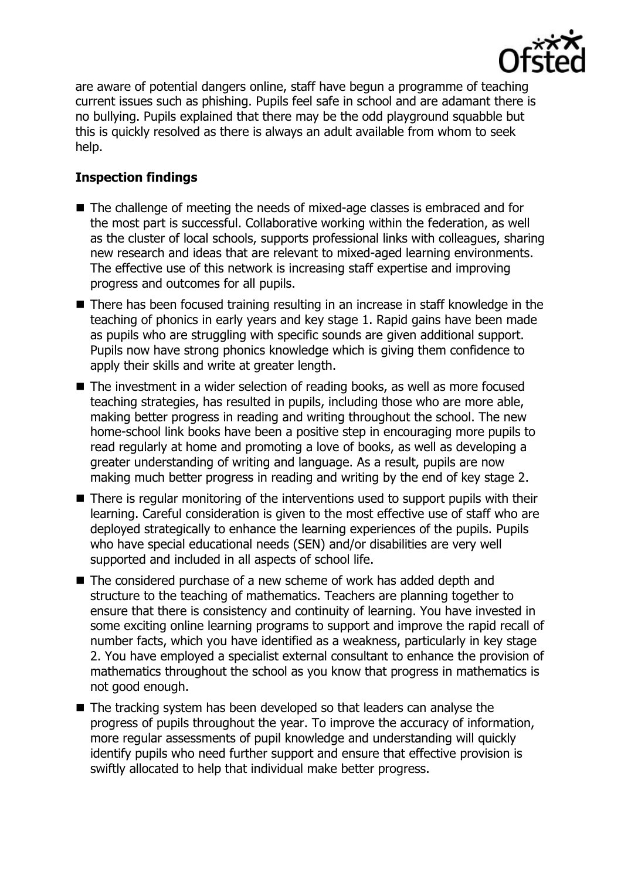are aware of potential dangers online, staff have begun a programme of teaching current issues such as phishing. Pupils feel safe in school and are adamant there is no bullying. Pupils explained that there may be the odd playground squabble but this is quickly resolved as there is always an adult available from whom to seek help.

## Inspection findings

- The challenge of meeting the needs of mixed-age classes is embraced and for the most part is successful. Collaborative working within the federation, as well as the cluster of local schools, supports professional links with colleagues, sharing new research and ideas that are relevant to mixed-aged learning environments. The effective use of this network is increasing staff expertise and improving progress and outcomes for all pupils.
- There has been focused training resulting in an increase in staff knowledge in the teaching of phonics in early years and key stage 1. Rapid gains have been made as pupils who are struggling with specific sounds are given additional support. Pupils now have strong phonics knowledge which is giving them confidence to apply their skills and write at greater length.
- The investment in a wider selection of reading books, as well as more focused teaching strategies, has resulted in pupils, including those who are more able, making better progress in reading and writing throughout the school. The new home-school link books have been a positive step in encouraging more pupils to read regularly at home and promoting a love of books, as well as developing a greater understanding of writing and language. As a result, pupils are now making much better progress in reading and writing by the end of key stage 2.
- There is regular monitoring of the interventions used to support pupils with their learning. Careful consideration is given to the most effective use of staff who are deployed strategically to enhance the learning experiences of the pupils. Pupils who have special educational needs (SEN) and/or disabilities are very well supported and included in all aspects of school life.
- The considered purchase of a new scheme of work has added depth and structure to the teaching of mathematics. Teachers are planning together to ensure that there is consistency and continuity of learning. You have invested in some exciting online learning programs to support and improve the rapid recall of number facts, which you have identified as a weakness, particularly in key stage 2. You have employed a specialist external consultant to enhance the provision of mathematics throughout the school as you know that progress in mathematics is not good enough.
- The tracking system has been developed so that leaders can analyse the progress of pupils throughout the year. To improve the accuracy of information, more regular assessments of pupil knowledge and understanding will quickly identify pupils who need further support and ensure that effective provision is swiftly allocated to help that individual make better progress.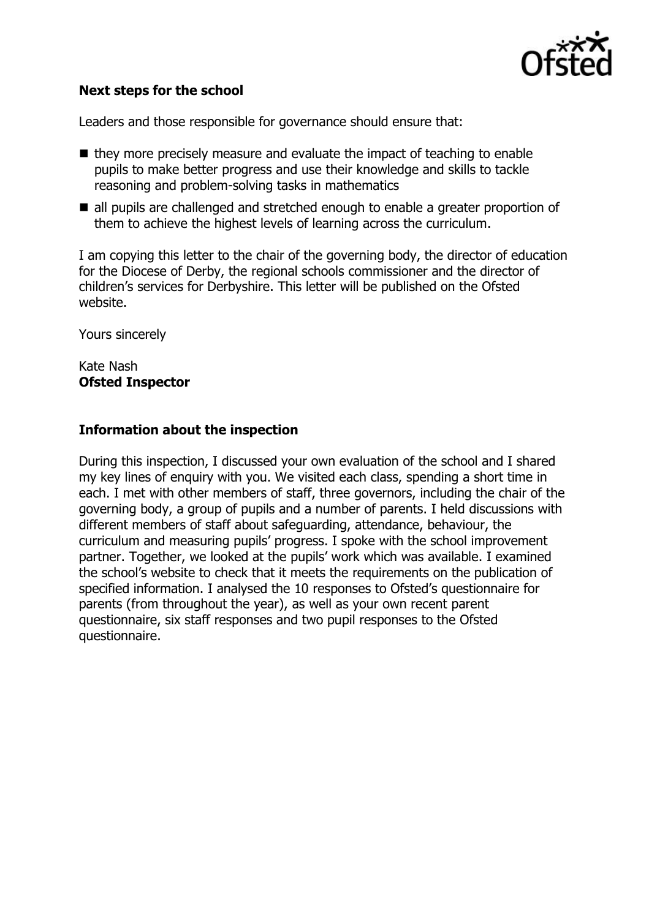**Next steps for the school**

Leaders and those responsible for governance should ensure that:

- they more precisely measure and evaluate the impact of teaching to enable pupils to make better progress and use their knowledge and skills to tackle reasoning and problem-solving tasks in mathematics
- all pupils are challenged and stretched enough to enable a greater proportion of them to achieve the highest levels of learning across the curriculum.

I am copying this letter to the chair of the governing body, the director of education for the Diocese of Derby, the regional schools commissioner and the director of children's services for Derbyshire. This letter will be published on the Ofsted website.

Yours sincerely

Kate Nash
**Ofsted Inspector**

**Information about the inspection**

During this inspection, I discussed your own evaluation of the school and I shared my key lines of enquiry with you. We visited each class, spending a short time in each. I met with other members of staff, three governors, including the chair of the governing body, a group of pupils and a number of parents. I held discussions with different members of staff about safeguarding, attendance, behaviour, the curriculum and measuring pupils' progress. I spoke with the school improvement partner. Together, we looked at the pupils' work which was available. I examined the school's website to check that it meets the requirements on the publication of specified information. I analysed the 10 responses to Ofsted's questionnaire for parents (from throughout the year), as well as your own recent parent questionnaire, six staff responses and two pupil responses to the Ofsted questionnaire.